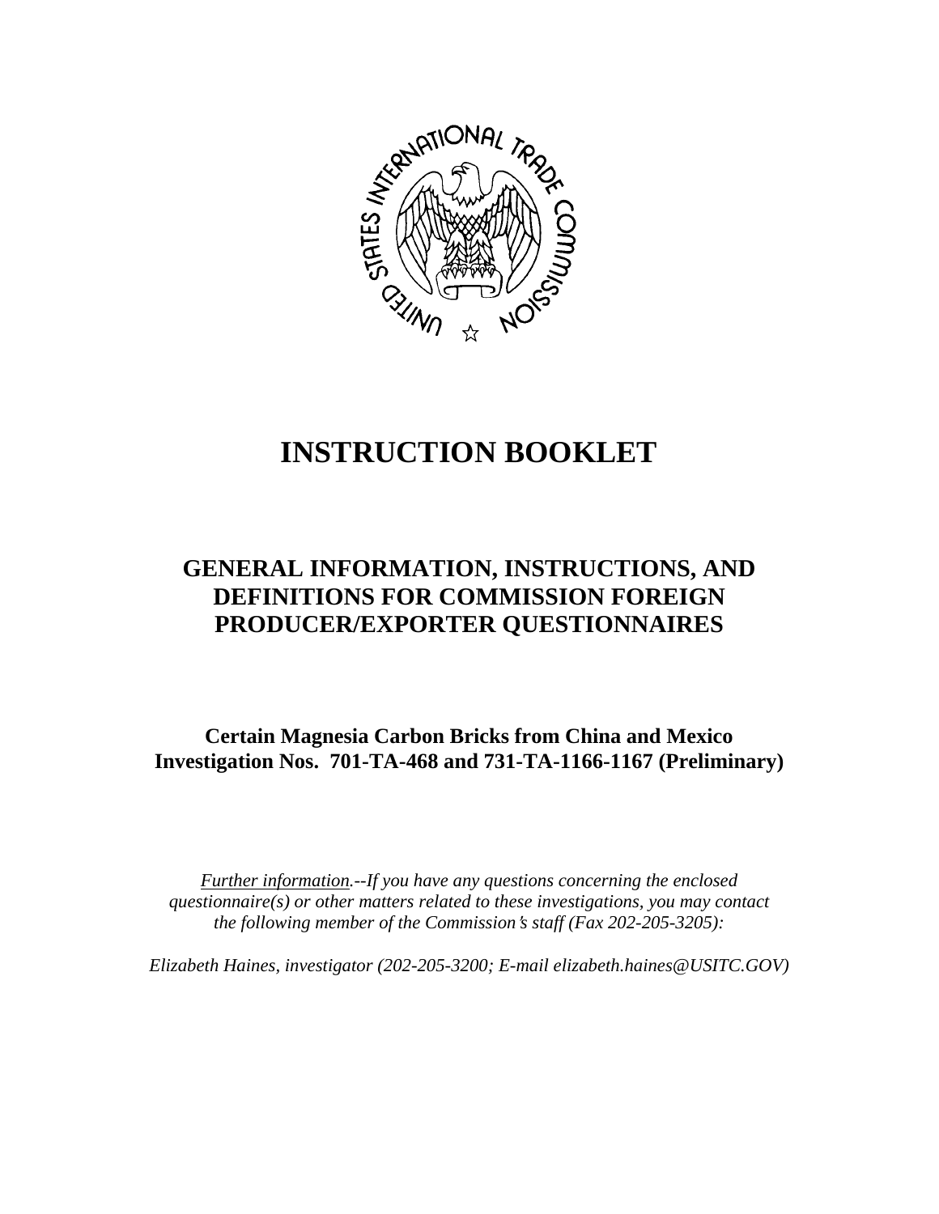# INSTRUCTION BOOKLET

## GENERAL INFORMATION, INSTRUCTIONS, AND DEFINITIONS FOR COMMISSION FOREIGN PRODUCER/EXPORTER QUESTIONNAIRES

**Certain Magnesia Carbon Bricks from China and Mexico**
**Investigation Nos. 701-TA-468 and 731-TA-1166-1167 (Preliminary)**

*Further information.--If you have any questions concerning the enclosed questionnaire(s) or other matters related to these investigations, you may contact the following member of the Commission's staff (Fax 202-205-3205):*

*Elizabeth Haines, investigator (202-205-3200; E-mail elizabeth.haines@USITC.GOV)*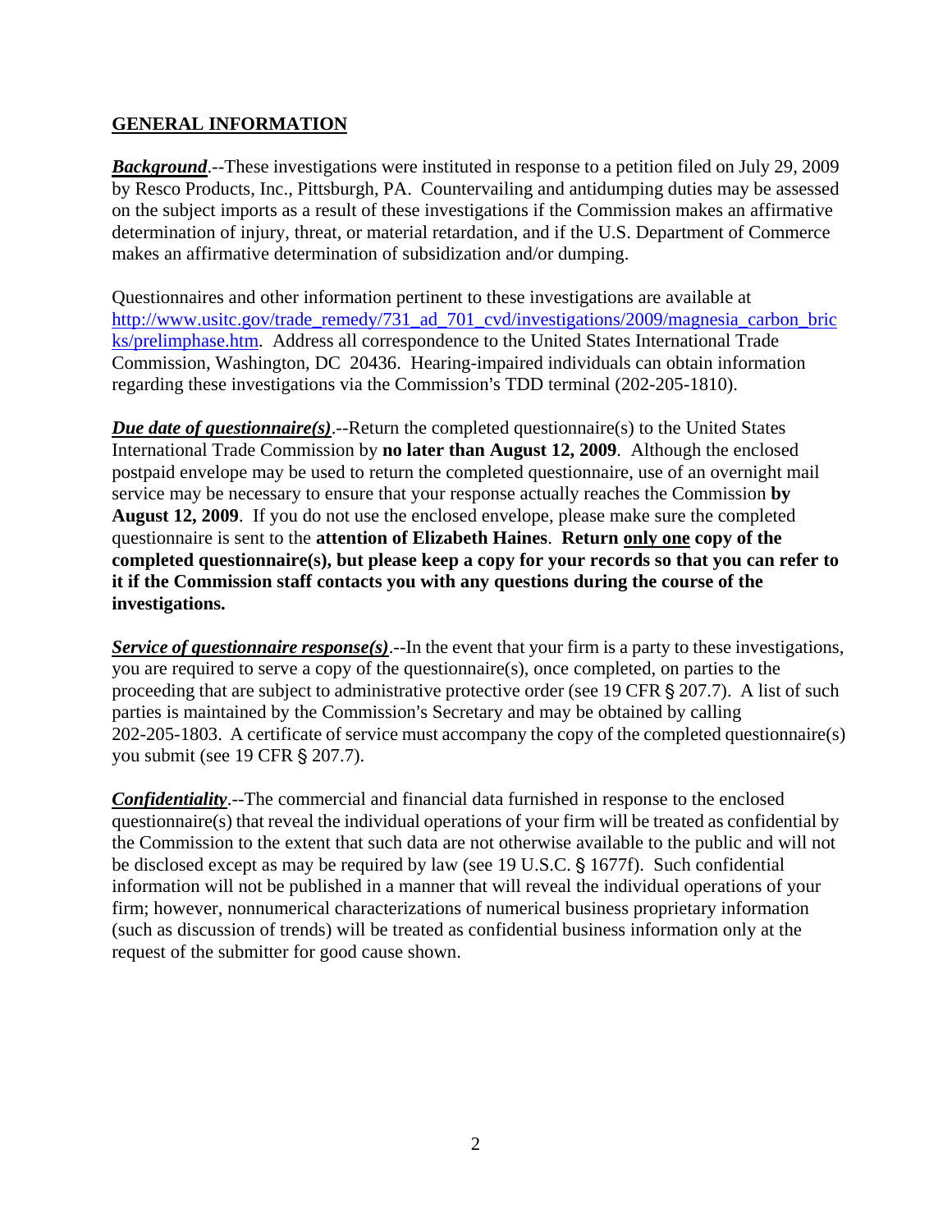## GENERAL INFORMATION

***Background***.--These investigations were instituted in response to a petition filed on July 29, 2009 by Resco Products, Inc., Pittsburgh, PA. Countervailing and antidumping duties may be assessed on the subject imports as a result of these investigations if the Commission makes an affirmative determination of injury, threat, or material retardation, and if the U.S. Department of Commerce makes an affirmative determination of subsidization and/or dumping.

Questionnaires and other information pertinent to these investigations are available at http://www.usitc.gov/trade_remedy/731_ad_701_cvd/investigations/2009/magnesia_carbon_bricks/prelimphase.htm. Address all correspondence to the United States International Trade Commission, Washington, DC 20436. Hearing-impaired individuals can obtain information regarding these investigations via the Commission's TDD terminal (202-205-1810).

***Due date of questionnaire(s)***.--Return the completed questionnaire(s) to the United States International Trade Commission by **no later than August 12, 2009**. Although the enclosed postpaid envelope may be used to return the completed questionnaire, use of an overnight mail service may be necessary to ensure that your response actually reaches the Commission **by August 12, 2009**. If you do not use the enclosed envelope, please make sure the completed questionnaire is sent to the **attention of Elizabeth Haines**. **Return only one copy of the completed questionnaire(s), but please keep a copy for your records so that you can refer to it if the Commission staff contacts you with any questions during the course of the investigations.**

***Service of questionnaire response(s)***.--In the event that your firm is a party to these investigations, you are required to serve a copy of the questionnaire(s), once completed, on parties to the proceeding that are subject to administrative protective order (see 19 CFR § 207.7). A list of such parties is maintained by the Commission's Secretary and may be obtained by calling 202-205-1803. A certificate of service must accompany the copy of the completed questionnaire(s) you submit (see 19 CFR § 207.7).

***Confidentiality***.--The commercial and financial data furnished in response to the enclosed questionnaire(s) that reveal the individual operations of your firm will be treated as confidential by the Commission to the extent that such data are not otherwise available to the public and will not be disclosed except as may be required by law (see 19 U.S.C. § 1677f). Such confidential information will not be published in a manner that will reveal the individual operations of your firm; however, nonnumerical characterizations of numerical business proprietary information (such as discussion of trends) will be treated as confidential business information only at the request of the submitter for good cause shown.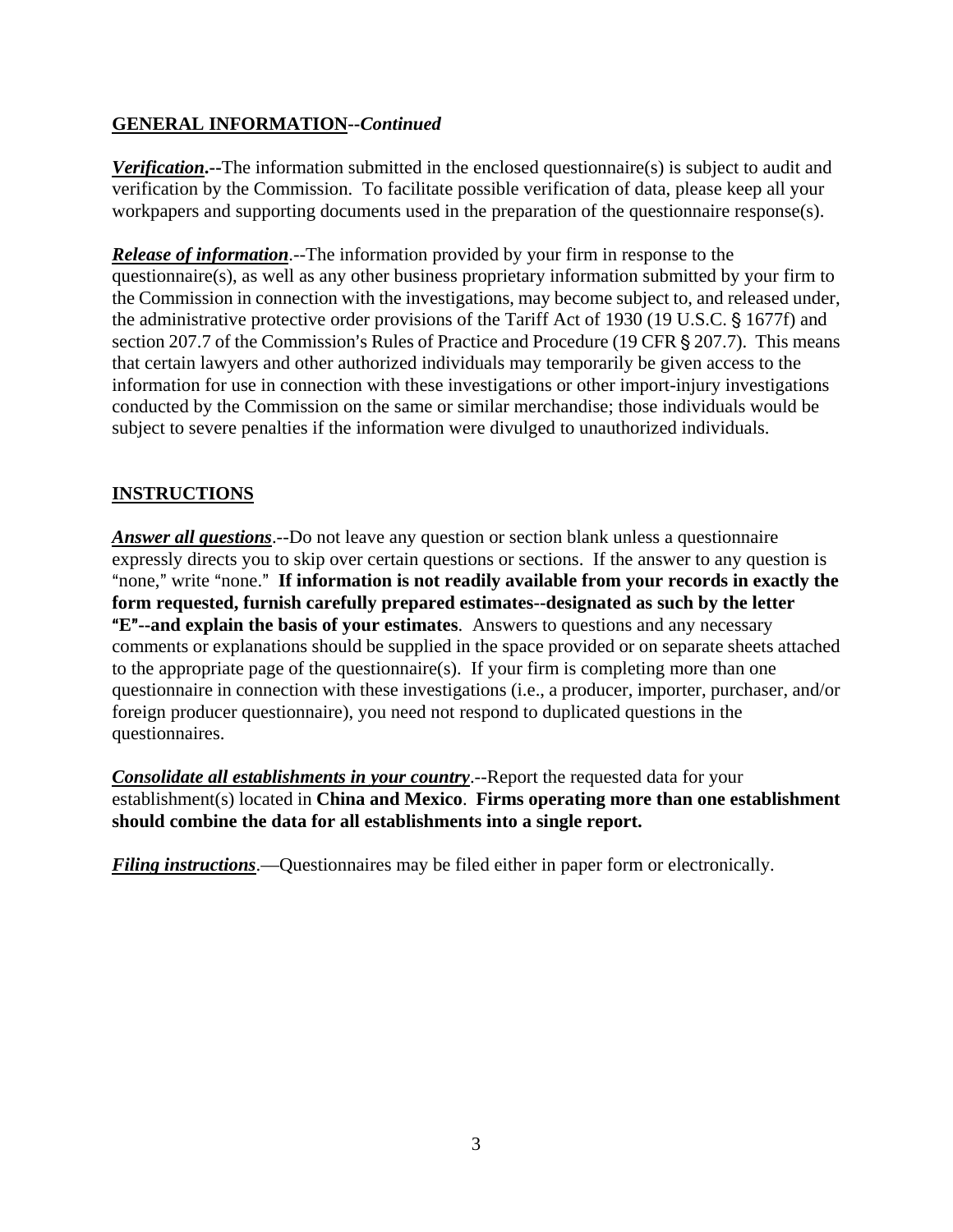**GENERAL INFORMATION**--*Continued*

***Verification*.--**The information submitted in the enclosed questionnaire(s) is subject to audit and verification by the Commission. To facilitate possible verification of data, please keep all your workpapers and supporting documents used in the preparation of the questionnaire response(s).

***Release of information***.--The information provided by your firm in response to the questionnaire(s), as well as any other business proprietary information submitted by your firm to the Commission in connection with the investigations, may become subject to, and released under, the administrative protective order provisions of the Tariff Act of 1930 (19 U.S.C. § 1677f) and section 207.7 of the Commission's Rules of Practice and Procedure (19 CFR § 207.7). This means that certain lawyers and other authorized individuals may temporarily be given access to the information for use in connection with these investigations or other import-injury investigations conducted by the Commission on the same or similar merchandise; those individuals would be subject to severe penalties if the information were divulged to unauthorized individuals.

**INSTRUCTIONS**

***Answer all questions***.--Do not leave any question or section blank unless a questionnaire expressly directs you to skip over certain questions or sections. If the answer to any question is "none," write "none." **If information is not readily available from your records in exactly the form requested, furnish carefully prepared estimates--designated as such by the letter "E"--and explain the basis of your estimates**. Answers to questions and any necessary comments or explanations should be supplied in the space provided or on separate sheets attached to the appropriate page of the questionnaire(s). If your firm is completing more than one questionnaire in connection with these investigations (i.e., a producer, importer, purchaser, and/or foreign producer questionnaire), you need not respond to duplicated questions in the questionnaires.

***Consolidate all establishments in your country***.--Report the requested data for your establishment(s) located in **China and Mexico**. **Firms operating more than one establishment should combine the data for all establishments into a single report.**

***Filing instructions***.—Questionnaires may be filed either in paper form or electronically.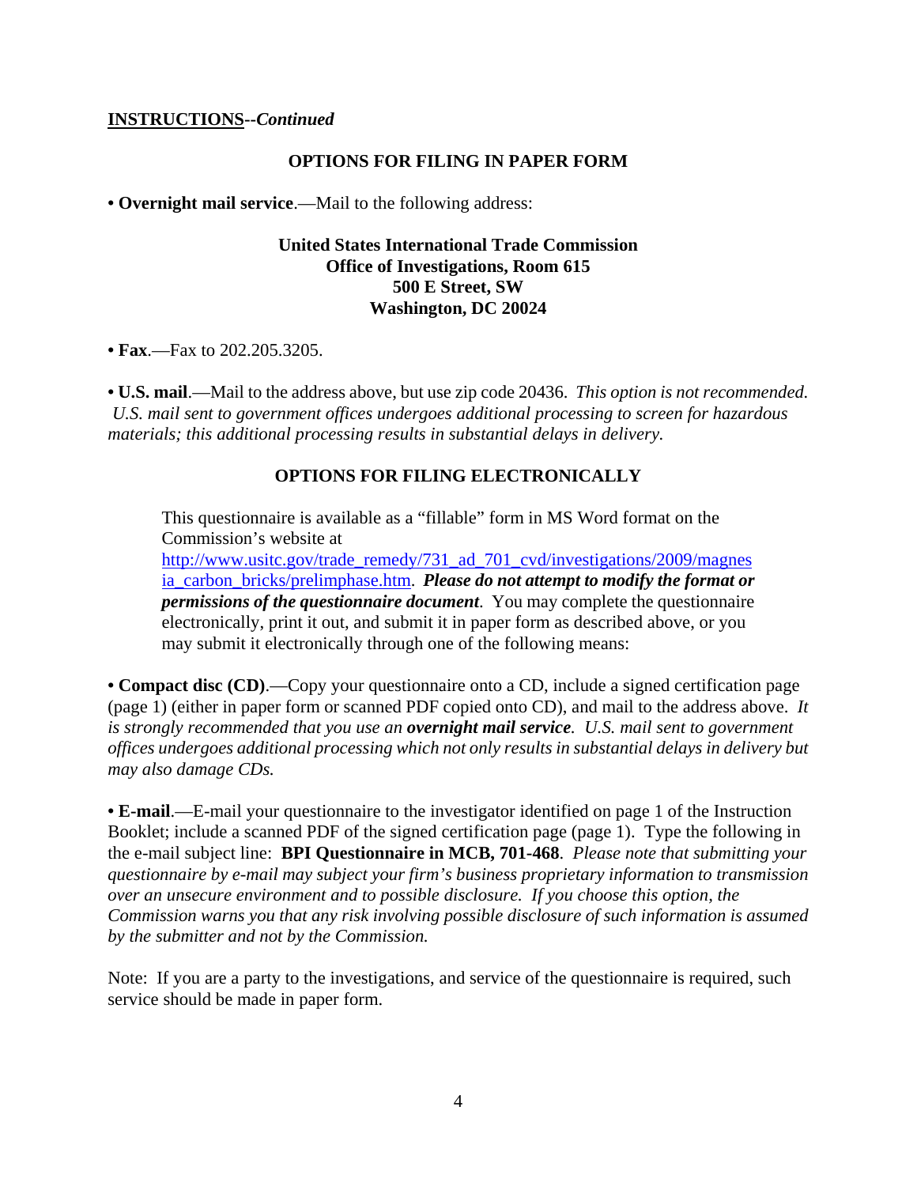**INSTRUCTIONS**--*Continued*

## OPTIONS FOR FILING IN PAPER FORM

• **Overnight mail service**.—Mail to the following address:

**United States International Trade Commission**
**Office of Investigations, Room 615**
**500 E Street, SW**
**Washington, DC 20024**

• **Fax**.—Fax to 202.205.3205.

• **U.S. mail**.—Mail to the address above, but use zip code 20436. *This option is not recommended. U.S. mail sent to government offices undergoes additional processing to screen for hazardous materials; this additional processing results in substantial delays in delivery.*

## OPTIONS FOR FILING ELECTRONICALLY

This questionnaire is available as a "fillable" form in MS Word format on the Commission's website at http://www.usitc.gov/trade_remedy/731_ad_701_cvd/investigations/2009/magnesia_carbon_bricks/prelimphase.htm. ***Please do not attempt to modify the format or permissions of the questionnaire document***. You may complete the questionnaire electronically, print it out, and submit it in paper form as described above, or you may submit it electronically through one of the following means:

• **Compact disc (CD)**.—Copy your questionnaire onto a CD, include a signed certification page (page 1) (either in paper form or scanned PDF copied onto CD), and mail to the address above. *It is strongly recommended that you use an* ***overnight mail service****. U.S. mail sent to government offices undergoes additional processing which not only results in substantial delays in delivery but may also damage CDs.*

• **E-mail**.—E-mail your questionnaire to the investigator identified on page 1 of the Instruction Booklet; include a scanned PDF of the signed certification page (page 1). Type the following in the e-mail subject line: **BPI Questionnaire in MCB, 701-468**. *Please note that submitting your questionnaire by e-mail may subject your firm's business proprietary information to transmission over an unsecure environment and to possible disclosure. If you choose this option, the Commission warns you that any risk involving possible disclosure of such information is assumed by the submitter and not by the Commission.*

Note: If you are a party to the investigations, and service of the questionnaire is required, such service should be made in paper form.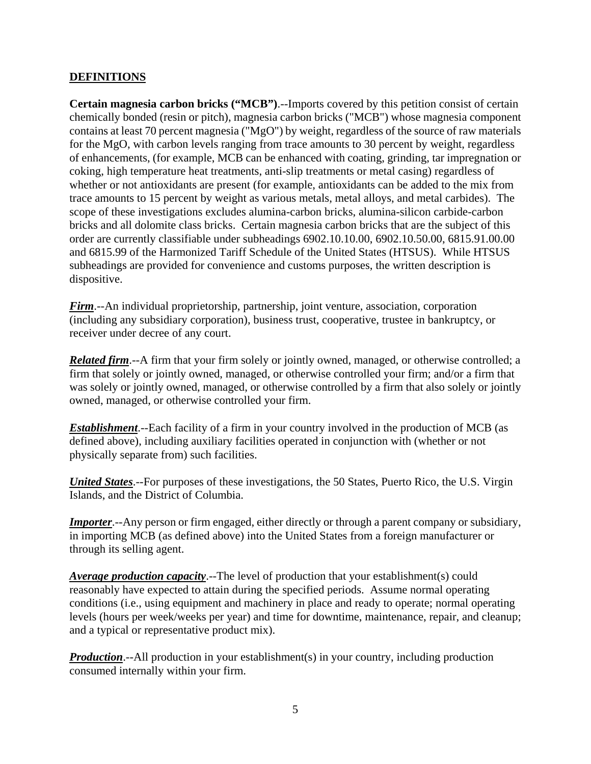## DEFINITIONS

**Certain magnesia carbon bricks ("MCB")**.--Imports covered by this petition consist of certain chemically bonded (resin or pitch), magnesia carbon bricks ("MCB") whose magnesia component contains at least 70 percent magnesia ("MgO") by weight, regardless of the source of raw materials for the MgO, with carbon levels ranging from trace amounts to 30 percent by weight, regardless of enhancements, (for example, MCB can be enhanced with coating, grinding, tar impregnation or coking, high temperature heat treatments, anti-slip treatments or metal casing) regardless of whether or not antioxidants are present (for example, antioxidants can be added to the mix from trace amounts to 15 percent by weight as various metals, metal alloys, and metal carbides). The scope of these investigations excludes alumina-carbon bricks, alumina-silicon carbide-carbon bricks and all dolomite class bricks. Certain magnesia carbon bricks that are the subject of this order are currently classifiable under subheadings 6902.10.10.00, 6902.10.50.00, 6815.91.00.00 and 6815.99 of the Harmonized Tariff Schedule of the United States (HTSUS). While HTSUS subheadings are provided for convenience and customs purposes, the written description is dispositive.

***Firm***.--An individual proprietorship, partnership, joint venture, association, corporation (including any subsidiary corporation), business trust, cooperative, trustee in bankruptcy, or receiver under decree of any court.

***Related firm***.--A firm that your firm solely or jointly owned, managed, or otherwise controlled; a firm that solely or jointly owned, managed, or otherwise controlled your firm; and/or a firm that was solely or jointly owned, managed, or otherwise controlled by a firm that also solely or jointly owned, managed, or otherwise controlled your firm.

***Establishment***.--Each facility of a firm in your country involved in the production of MCB (as defined above), including auxiliary facilities operated in conjunction with (whether or not physically separate from) such facilities.

***United States***.--For purposes of these investigations, the 50 States, Puerto Rico, the U.S. Virgin Islands, and the District of Columbia.

***Importer***.--Any person or firm engaged, either directly or through a parent company or subsidiary, in importing MCB (as defined above) into the United States from a foreign manufacturer or through its selling agent.

***Average production capacity***.--The level of production that your establishment(s) could reasonably have expected to attain during the specified periods. Assume normal operating conditions (i.e., using equipment and machinery in place and ready to operate; normal operating levels (hours per week/weeks per year) and time for downtime, maintenance, repair, and cleanup; and a typical or representative product mix).

***Production***.--All production in your establishment(s) in your country, including production consumed internally within your firm.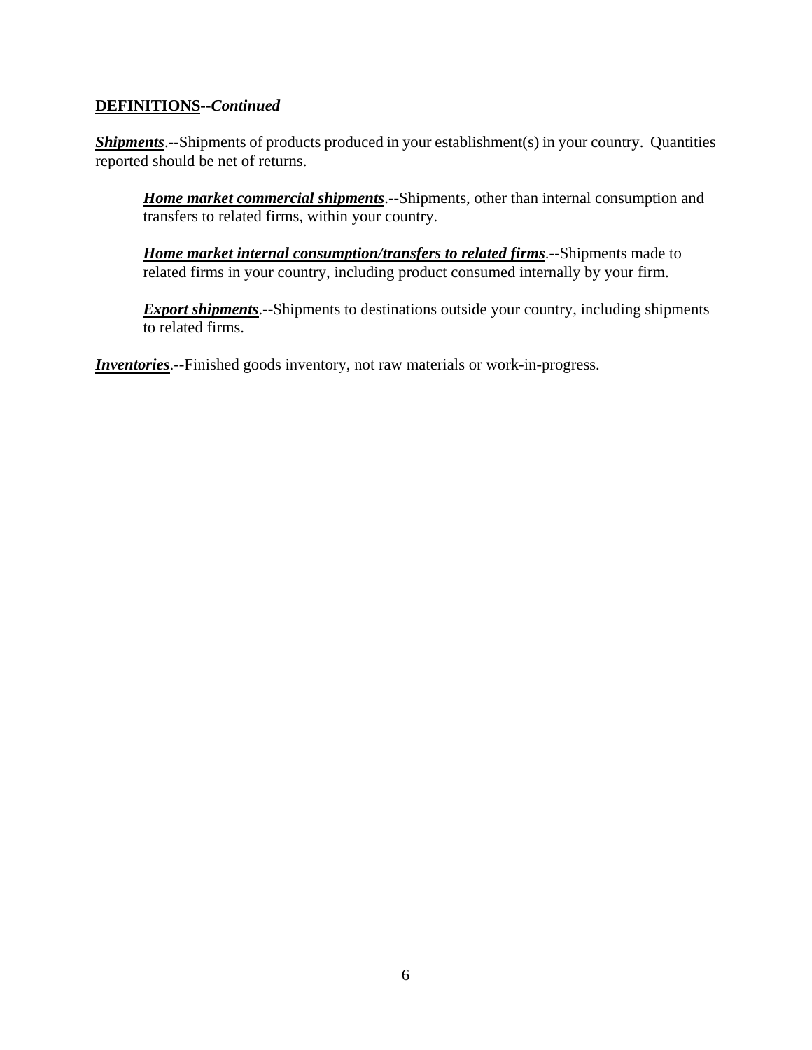**<u>DEFINITIONS</u>--*Continued***

***<u>Shipments</u>***.--Shipments of products produced in your establishment(s) in your country. Quantities reported should be net of returns.

> ***<u>Home market commercial shipments</u>***.--Shipments, other than internal consumption and transfers to related firms, within your country.
>
> ***<u>Home market internal consumption/transfers to related firms</u>***.--Shipments made to related firms in your country, including product consumed internally by your firm.
>
> ***<u>Export shipments</u>***.--Shipments to destinations outside your country, including shipments to related firms.

***<u>Inventories</u>***.--Finished goods inventory, not raw materials or work-in-progress.